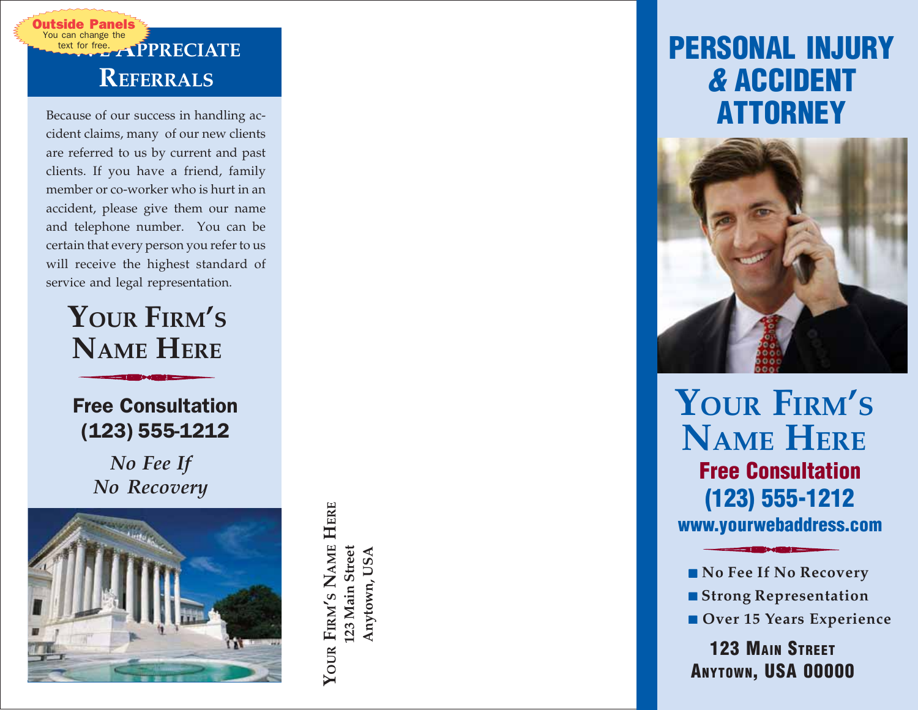Outside Panels
You can change the text for free.

## We Appreciate Referrals

Because of our success in handling accident claims, many of our new clients are referred to us by current and past clients. If you have a friend, family member or co-worker who is hurt in an accident, please give them our name and telephone number. You can be certain that every person you refer to us will receive the highest standard of service and legal representation.

## Your Firm's Name Here

**Free Consultation**
**(123) 555-1212**

*No Fee If No Recovery*

**Your Firm's Name Here**
**123 Main Street**
**Anytown, USA**

# PERSONAL INJURY & ACCIDENT ATTORNEY

## Your Firm's Name Here

**Free Consultation**
**(123) 555-1212**
**www.yourwebaddress.com**

- No Fee If No Recovery
- Strong Representation
- Over 15 Years Experience

**123 Main Street**
**Anytown, USA 00000**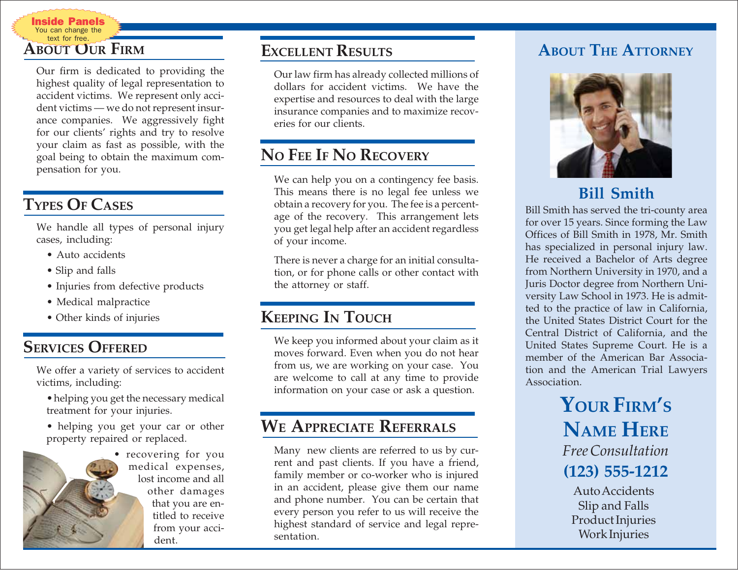**Inside Panels**
You can change the text for free.

## About Our Firm

Our firm is dedicated to providing the highest quality of legal representation to accident victims. We represent only accident victims — we do not represent insurance companies. We aggressively fight for our clients' rights and try to resolve your claim as fast as possible, with the goal being to obtain the maximum compensation for you.

## Types Of Cases

We handle all types of personal injury cases, including:

- Auto accidents
- Slip and falls
- Injuries from defective products
- Medical malpractice
- Other kinds of injuries

## Services Offered

We offer a variety of services to accident victims, including:

- helping you get the necessary medical treatment for your injuries.
- helping you get your car or other property repaired or replaced.
- recovering for you medical expenses, lost income and all other damages that you are entitled to receive from your accident.

## Excellent Results

Our law firm has already collected millions of dollars for accident victims. We have the expertise and resources to deal with the large insurance companies and to maximize recoveries for our clients.

## No Fee If No Recovery

We can help you on a contingency fee basis. This means there is no legal fee unless we obtain a recovery for you. The fee is a percentage of the recovery. This arrangement lets you get legal help after an accident regardless of your income.

There is never a charge for an initial consultation, or for phone calls or other contact with the attorney or staff.

## Keeping In Touch

We keep you informed about your claim as it moves forward. Even when you do not hear from us, we are working on your case. You are welcome to call at any time to provide information on your case or ask a question.

## We Appreciate Referrals

Many new clients are referred to us by current and past clients. If you have a friend, family member or co-worker who is injured in an accident, please give them our name and phone number. You can be certain that every person you refer to us will receive the highest standard of service and legal representation.

## About The Attorney

### Bill Smith

Bill Smith has served the tri-county area for over 15 years. Since forming the Law Offices of Bill Smith in 1978, Mr. Smith has specialized in personal injury law. He received a Bachelor of Arts degree from Northern University in 1970, and a Juris Doctor degree from Northern University Law School in 1973. He is admitted to the practice of law in California, the United States District Court for the Central District of California, and the United States Supreme Court. He is a member of the American Bar Association and the American Trial Lawyers Association.

## Your Firm's Name Here

*Free Consultation*

**(123) 555-1212**

Auto Accidents
Slip and Falls
Product Injuries
Work Injuries